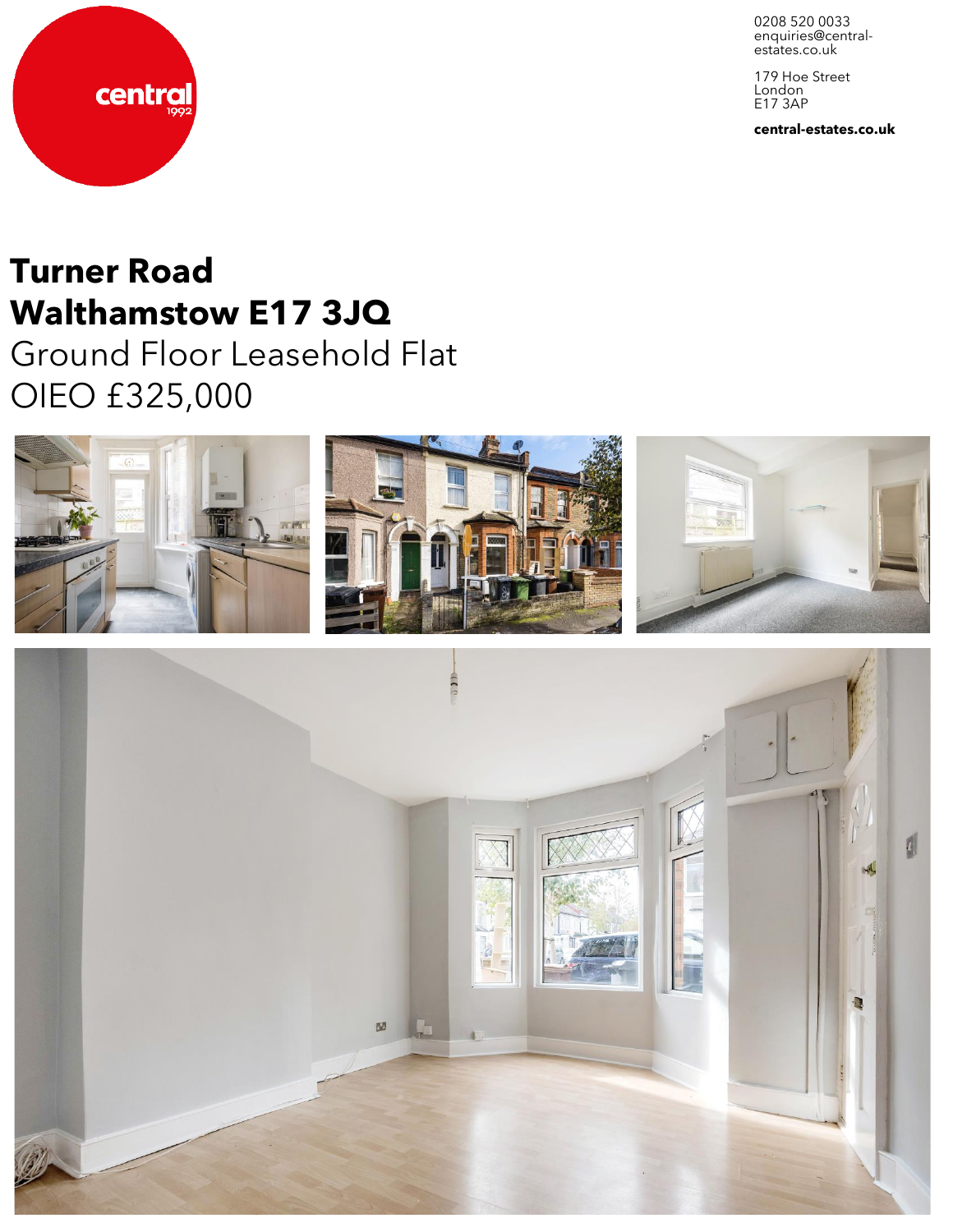central
1992

0208 520 0033
enquiries@central-estates.co.uk

179 Hoe Street
London
E17 3AP

**central-estates.co.uk**

# Turner Road
# Walthamstow E17 3JQ

Ground Floor Leasehold Flat

OIEO £325,000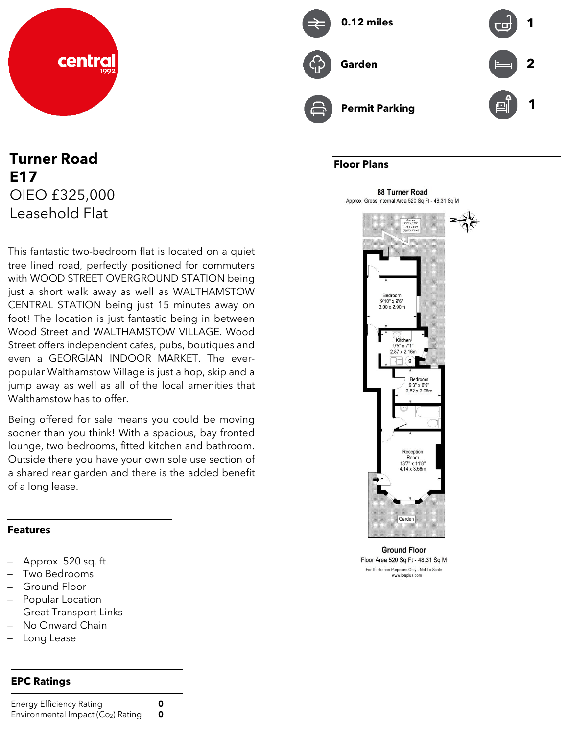central 1992

0.12 miles

Garden

Permit Parking

1

2

1

# Turner Road
# E17

OIEO £325,000

Leasehold Flat

This fantastic two-bedroom flat is located on a quiet tree lined road, perfectly positioned for commuters with WOOD STREET OVERGROUND STATION being just a short walk away as well as WALTHAMSTOW CENTRAL STATION being just 15 minutes away on foot! The location is just fantastic being in between Wood Street and WALTHAMSTOW VILLAGE. Wood Street offers independent cafes, pubs, boutiques and even a GEORGIAN INDOOR MARKET. The ever-popular Walthamstow Village is just a hop, skip and a jump away as well as all of the local amenities that Walthamstow has to offer.

Being offered for sale means you could be moving sooner than you think! With a spacious, bay fronted lounge, two bedrooms, fitted kitchen and bathroom. Outside there you have your own sole use section of a shared rear garden and there is the added benefit of a long lease.

## Features

- Approx. 520 sq. ft.
- Two Bedrooms
- Ground Floor
- Popular Location
- Great Transport Links
- No Onward Chain
- Long Lease

## EPC Ratings

| | |
|---|---|
| Energy Efficiency Rating | 0 |
| Environmental Impact ($CO_2$) Rating | 0 |

## Floor Plans

88 Turner Road

Approx. Gross Internal Area 520 Sq Ft - 48.31 Sq M

Garden 25'5" x 12'9" 7.75 x 3.88m (approximate)

Bedroom 9'10" x 9'6" 3.00 x 2.90m

Kitchen 9'5" x 7'1" 2.87 x 2.16m

Bedroom 9'3" x 6'9" 2.82 x 2.06m

Reception Room 13'7" x 11'8" 4.14 x 3.56m

Garden

Ground Floor

Floor Area 520 Sq Ft - 48.31 Sq M

For Illustration Purposes Only - Not To Scale

www.ipaplus.com